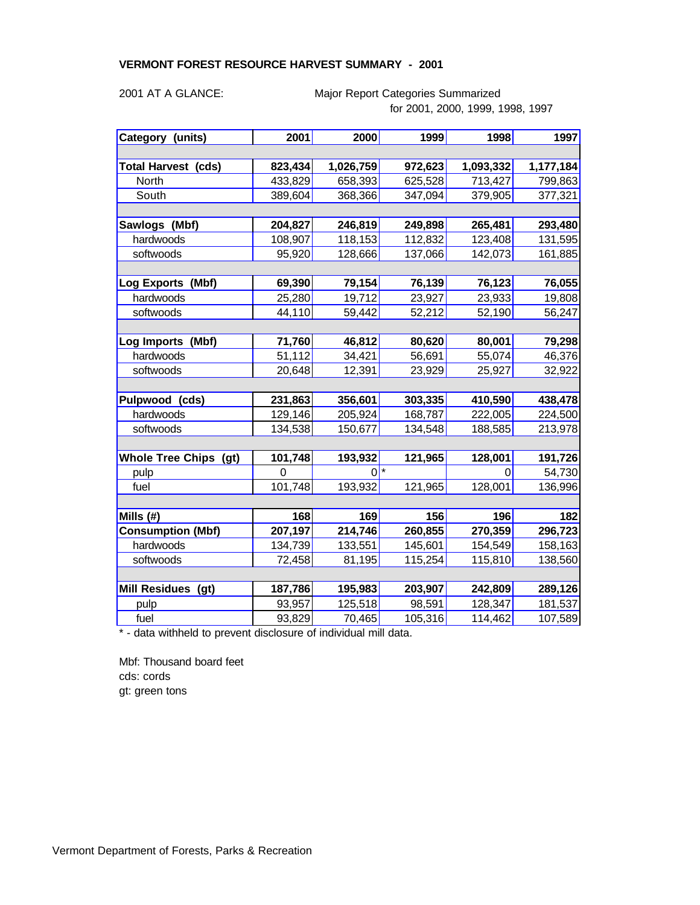# VERMONT FOREST RESOURCE HARVEST SUMMARY - 2001

2001 AT A GLANCE: Major Report Categories Summarized for 2001, 2000, 1999, 1998, 1997

| Category (units) | 2001 | 2000 | 1999 | 1998 | 1997 |
|---|---|---|---|---|---|
| | | | | | |
| **Total Harvest (cds)** | **823,434** | **1,026,759** | **972,623** | **1,093,332** | **1,177,184** |
| North | 433,829 | 658,393 | 625,528 | 713,427 | 799,863 |
| South | 389,604 | 368,366 | 347,094 | 379,905 | 377,321 |
| | | | | | |
| **Sawlogs (Mbf)** | **204,827** | **246,819** | **249,898** | **265,481** | **293,480** |
| hardwoods | 108,907 | 118,153 | 112,832 | 123,408 | 131,595 |
| softwoods | 95,920 | 128,666 | 137,066 | 142,073 | 161,885 |
| | | | | | |
| **Log Exports (Mbf)** | **69,390** | **79,154** | **76,139** | **76,123** | **76,055** |
| hardwoods | 25,280 | 19,712 | 23,927 | 23,933 | 19,808 |
| softwoods | 44,110 | 59,442 | 52,212 | 52,190 | 56,247 |
| | | | | | |
| **Log Imports (Mbf)** | **71,760** | **46,812** | **80,620** | **80,001** | **79,298** |
| hardwoods | 51,112 | 34,421 | 56,691 | 55,074 | 46,376 |
| softwoods | 20,648 | 12,391 | 23,929 | 25,927 | 32,922 |
| | | | | | |
| **Pulpwood (cds)** | **231,863** | **356,601** | **303,335** | **410,590** | **438,478** |
| hardwoods | 129,146 | 205,924 | 168,787 | 222,005 | 224,500 |
| softwoods | 134,538 | 150,677 | 134,548 | 188,585 | 213,978 |
| | | | | | |
| **Whole Tree Chips (gt)** | **101,748** | **193,932** | **121,965** | **128,001** | **191,726** |
| pulp | 0 | 0 | * | 0 | 54,730 |
| fuel | 101,748 | 193,932 | 121,965 | 128,001 | 136,996 |
| | | | | | |
| **Mills (#)** | **168** | **169** | **156** | **196** | **182** |
| **Consumption (Mbf)** | **207,197** | **214,746** | **260,855** | **270,359** | **296,723** |
| hardwoods | 134,739 | 133,551 | 145,601 | 154,549 | 158,163 |
| softwoods | 72,458 | 81,195 | 115,254 | 115,810 | 138,560 |
| | | | | | |
| **Mill Residues (gt)** | **187,786** | **195,983** | **203,907** | **242,809** | **289,126** |
| pulp | 93,957 | 125,518 | 98,591 | 128,347 | 181,537 |
| fuel | 93,829 | 70,465 | 105,316 | 114,462 | 107,589 |

* - data withheld to prevent disclosure of individual mill data.

Mbf: Thousand board feet
cds: cords
gt: green tons

Vermont Department of Forests, Parks & Recreation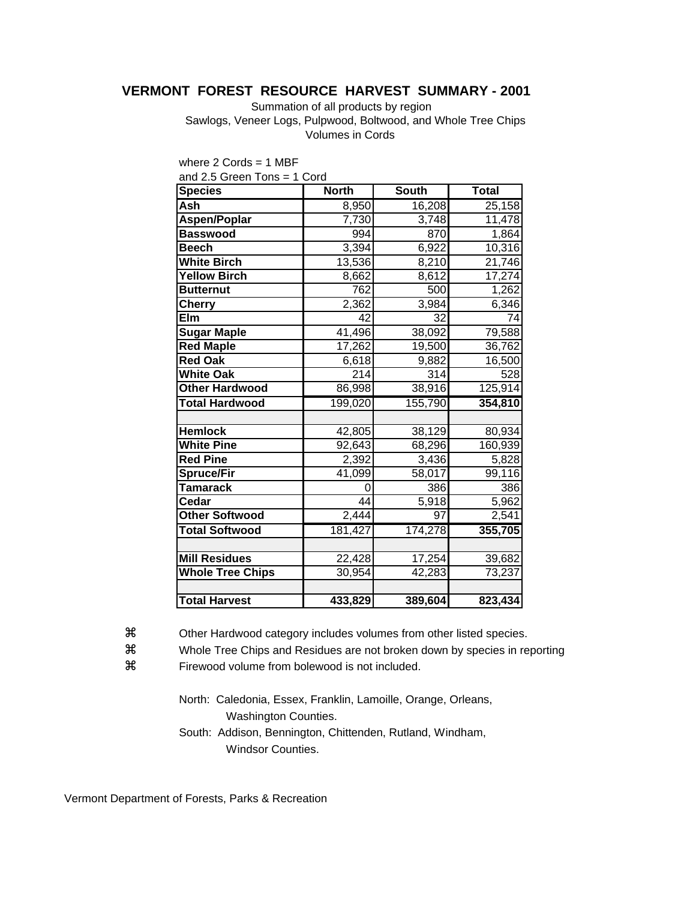## VERMONT FOREST RESOURCE HARVEST SUMMARY - 2001

Summation of all products by region

Sawlogs, Veneer Logs, Pulpwood, Boltwood, and Whole Tree Chips

Volumes in Cords

where 2 Cords = 1 MBF

and 2.5 Green Tons = 1 Cord

| Species | North | South | Total |
|---|---|---|---|
| **Ash** | 8,950 | 16,208 | 25,158 |
| **Aspen/Poplar** | 7,730 | 3,748 | 11,478 |
| **Basswood** | 994 | 870 | 1,864 |
| **Beech** | 3,394 | 6,922 | 10,316 |
| **White Birch** | 13,536 | 8,210 | 21,746 |
| **Yellow Birch** | 8,662 | 8,612 | 17,274 |
| **Butternut** | 762 | 500 | 1,262 |
| **Cherry** | 2,362 | 3,984 | 6,346 |
| **Elm** | 42 | 32 | 74 |
| **Sugar Maple** | 41,496 | 38,092 | 79,588 |
| **Red Maple** | 17,262 | 19,500 | 36,762 |
| **Red Oak** | 6,618 | 9,882 | 16,500 |
| **White Oak** | 214 | 314 | 528 |
| **Other Hardwood** | 86,998 | 38,916 | 125,914 |
| **Total Hardwood** | 199,020 | 155,790 | **354,810** |
| | | | |
| **Hemlock** | 42,805 | 38,129 | 80,934 |
| **White Pine** | 92,643 | 68,296 | 160,939 |
| **Red Pine** | 2,392 | 3,436 | 5,828 |
| **Spruce/Fir** | 41,099 | 58,017 | 99,116 |
| **Tamarack** | 0 | 386 | 386 |
| **Cedar** | 44 | 5,918 | 5,962 |
| **Other Softwood** | 2,444 | 97 | 2,541 |
| **Total Softwood** | 181,427 | 174,278 | **355,705** |
| | | | |
| **Mill Residues** | 22,428 | 17,254 | 39,682 |
| **Whole Tree Chips** | 30,954 | 42,283 | 73,237 |
| | | | |
| **Total Harvest** | **433,829** | **389,604** | **823,434** |

- ⌘ Other Hardwood category includes volumes from other listed species.
- ⌘ Whole Tree Chips and Residues are not broken down by species in reporting
- ⌘ Firewood volume from bolewood is not included.

North: Caledonia, Essex, Franklin, Lamoille, Orange, Orleans, Washington Counties.

South: Addison, Bennington, Chittenden, Rutland, Windham, Windsor Counties.

Vermont Department of Forests, Parks & Recreation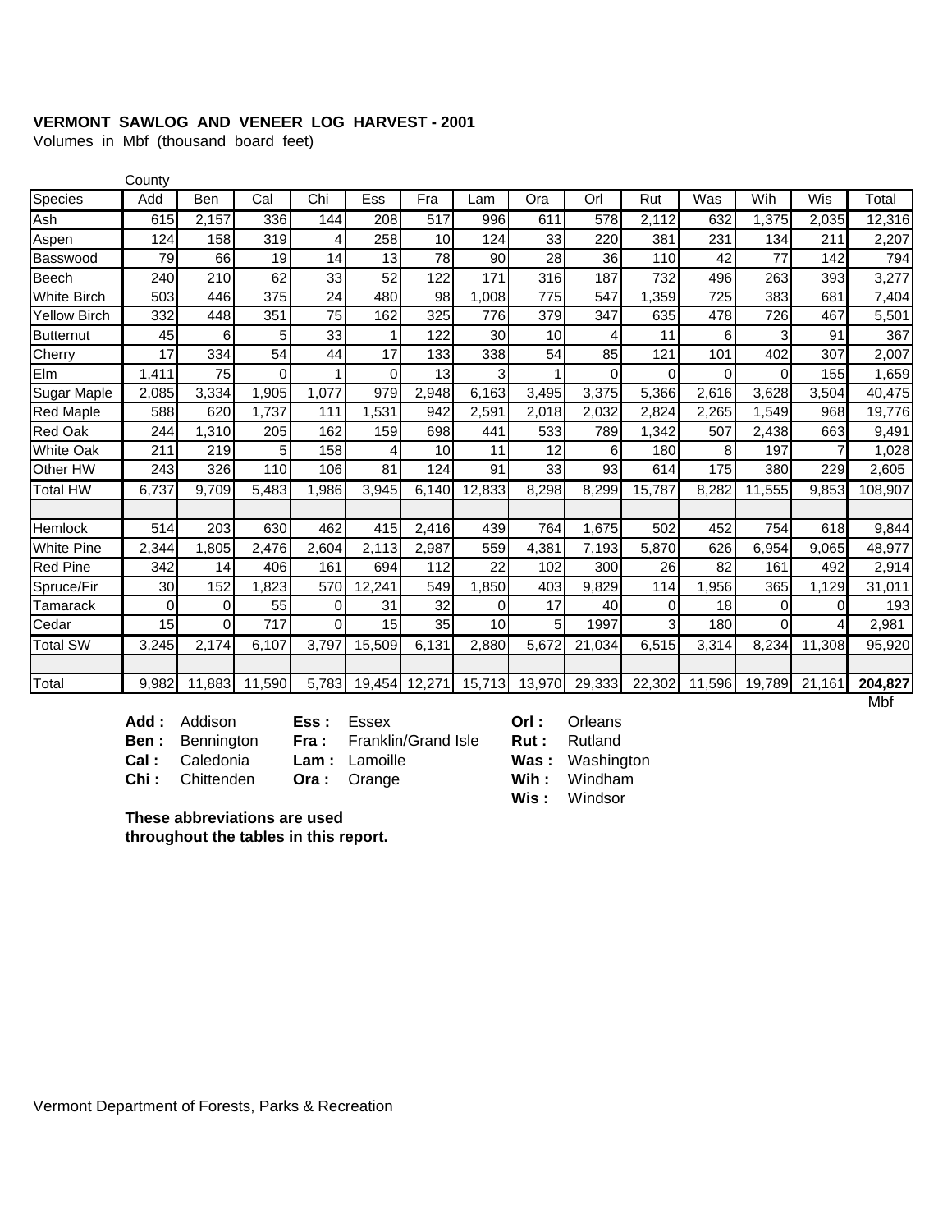**VERMONT SAWLOG AND VENEER LOG HARVEST - 2001**

Volumes in Mbf (thousand board feet)

| | County | | | | | | | | | | | | | |
|---|---|---|---|---|---|---|---|---|---|---|---|---|---|---|
| Species | Add | Ben | Cal | Chi | Ess | Fra | Lam | Ora | Orl | Rut | Was | Wih | Wis | Total |
| Ash | 615 | 2,157 | 336 | 144 | 208 | 517 | 996 | 611 | 578 | 2,112 | 632 | 1,375 | 2,035 | 12,316 |
| Aspen | 124 | 158 | 319 | 4 | 258 | 10 | 124 | 33 | 220 | 381 | 231 | 134 | 211 | 2,207 |
| Basswood | 79 | 66 | 19 | 14 | 13 | 78 | 90 | 28 | 36 | 110 | 42 | 77 | 142 | 794 |
| Beech | 240 | 210 | 62 | 33 | 52 | 122 | 171 | 316 | 187 | 732 | 496 | 263 | 393 | 3,277 |
| White Birch | 503 | 446 | 375 | 24 | 480 | 98 | 1,008 | 775 | 547 | 1,359 | 725 | 383 | 681 | 7,404 |
| Yellow Birch | 332 | 448 | 351 | 75 | 162 | 325 | 776 | 379 | 347 | 635 | 478 | 726 | 467 | 5,501 |
| Butternut | 45 | 6 | 5 | 33 | 1 | 122 | 30 | 10 | 4 | 11 | 6 | 3 | 91 | 367 |
| Cherry | 17 | 334 | 54 | 44 | 17 | 133 | 338 | 54 | 85 | 121 | 101 | 402 | 307 | 2,007 |
| Elm | 1,411 | 75 | 0 | 1 | 0 | 13 | 3 | 1 | 0 | 0 | 0 | 0 | 155 | 1,659 |
| Sugar Maple | 2,085 | 3,334 | 1,905 | 1,077 | 979 | 2,948 | 6,163 | 3,495 | 3,375 | 5,366 | 2,616 | 3,628 | 3,504 | 40,475 |
| Red Maple | 588 | 620 | 1,737 | 111 | 1,531 | 942 | 2,591 | 2,018 | 2,032 | 2,824 | 2,265 | 1,549 | 968 | 19,776 |
| Red Oak | 244 | 1,310 | 205 | 162 | 159 | 698 | 441 | 533 | 789 | 1,342 | 507 | 2,438 | 663 | 9,491 |
| White Oak | 211 | 219 | 5 | 158 | 4 | 10 | 11 | 12 | 6 | 180 | 8 | 197 | 7 | 1,028 |
| Other HW | 243 | 326 | 110 | 106 | 81 | 124 | 91 | 33 | 93 | 614 | 175 | 380 | 229 | 2,605 |
| Total HW | 6,737 | 9,709 | 5,483 | 1,986 | 3,945 | 6,140 | 12,833 | 8,298 | 8,299 | 15,787 | 8,282 | 11,555 | 9,853 | 108,907 |
| | | | | | | | | | | | | | | |
| Hemlock | 514 | 203 | 630 | 462 | 415 | 2,416 | 439 | 764 | 1,675 | 502 | 452 | 754 | 618 | 9,844 |
| White Pine | 2,344 | 1,805 | 2,476 | 2,604 | 2,113 | 2,987 | 559 | 4,381 | 7,193 | 5,870 | 626 | 6,954 | 9,065 | 48,977 |
| Red Pine | 342 | 14 | 406 | 161 | 694 | 112 | 22 | 102 | 300 | 26 | 82 | 161 | 492 | 2,914 |
| Spruce/Fir | 30 | 152 | 1,823 | 570 | 12,241 | 549 | 1,850 | 403 | 9,829 | 114 | 1,956 | 365 | 1,129 | 31,011 |
| Tamarack | 0 | 0 | 55 | 0 | 31 | 32 | 0 | 17 | 40 | 0 | 18 | 0 | 0 | 193 |
| Cedar | 15 | 0 | 717 | 0 | 15 | 35 | 10 | 5 | 1997 | 3 | 180 | 0 | 4 | 2,981 |
| Total SW | 3,245 | 2,174 | 6,107 | 3,797 | 15,509 | 6,131 | 2,880 | 5,672 | 21,034 | 6,515 | 3,314 | 8,234 | 11,308 | 95,920 |
| | | | | | | | | | | | | | | |
| Total | 9,982 | 11,883 | 11,590 | 5,783 | 19,454 | 12,271 | 15,713 | 13,970 | 29,333 | 22,302 | 11,596 | 19,789 | 21,161 | **204,827** |

Mbf

**Add :** Addison
**Ben :** Bennington
**Cal :** Caledonia
**Chi :** Chittenden
**Ess :** Essex
**Fra :** Franklin/Grand Isle
**Lam :** Lamoille
**Ora :** Orange
**Orl :** Orleans
**Rut :** Rutland
**Was :** Washington
**Wih :** Windham
**Wis :** Windsor

**These abbreviations are used throughout the tables in this report.**

Vermont Department of Forests, Parks & Recreation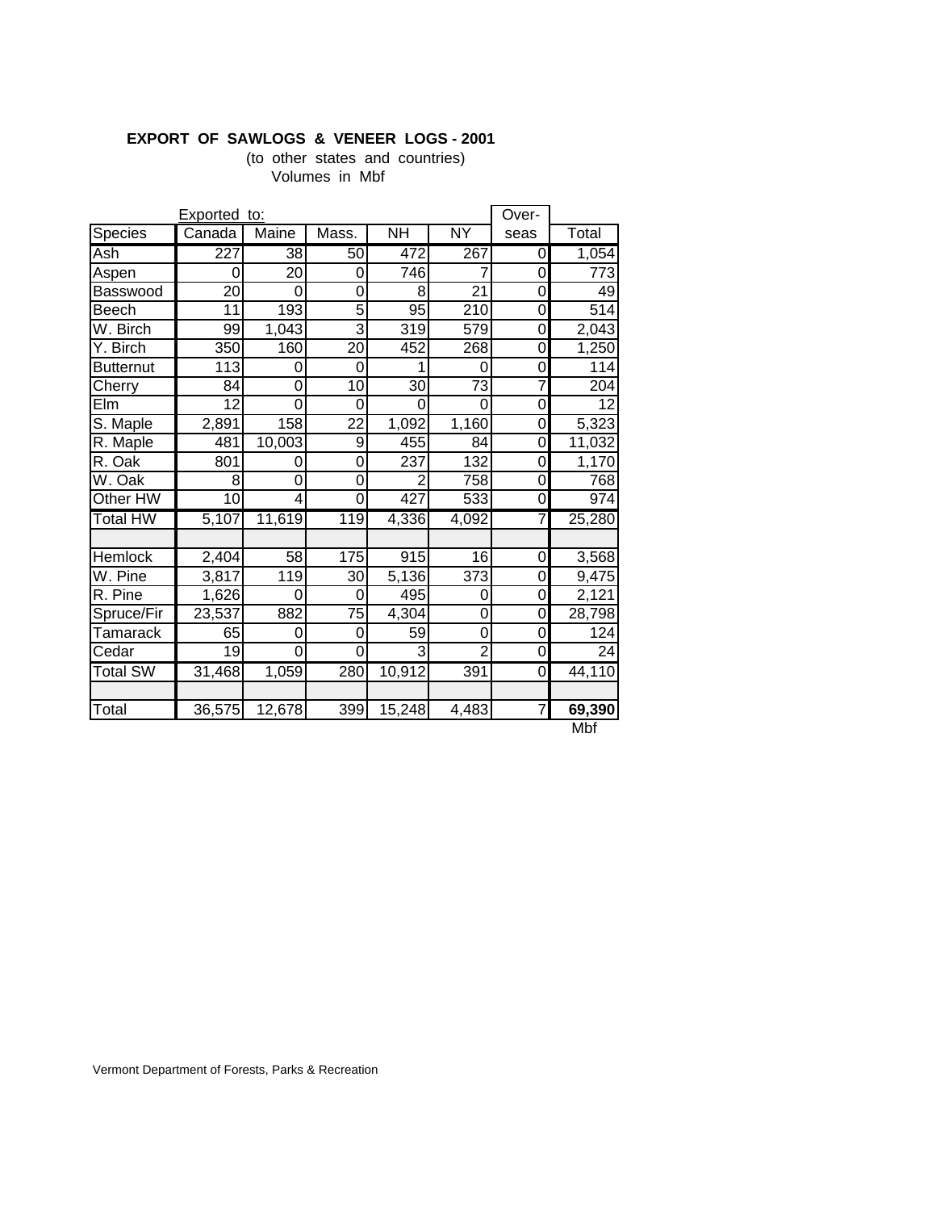**EXPORT OF SAWLOGS & VENEER LOGS - 2001**

(to other states and countries)
Volumes in Mbf

| | Exported to: | | | | | Over- | |
|---|---|---|---|---|---|---|---|
| Species | Canada | Maine | Mass. | NH | NY | seas | Total |
| Ash | 227 | 38 | 50 | 472 | 267 | 0 | 1,054 |
| Aspen | 0 | 20 | 0 | 746 | 7 | 0 | 773 |
| Basswood | 20 | 0 | 0 | 8 | 21 | 0 | 49 |
| Beech | 11 | 193 | 5 | 95 | 210 | 0 | 514 |
| W. Birch | 99 | 1,043 | 3 | 319 | 579 | 0 | 2,043 |
| Y. Birch | 350 | 160 | 20 | 452 | 268 | 0 | 1,250 |
| Butternut | 113 | 0 | 0 | 1 | 0 | 0 | 114 |
| Cherry | 84 | 0 | 10 | 30 | 73 | 7 | 204 |
| Elm | 12 | 0 | 0 | 0 | 0 | 0 | 12 |
| S. Maple | 2,891 | 158 | 22 | 1,092 | 1,160 | 0 | 5,323 |
| R. Maple | 481 | 10,003 | 9 | 455 | 84 | 0 | 11,032 |
| R. Oak | 801 | 0 | 0 | 237 | 132 | 0 | 1,170 |
| W. Oak | 8 | 0 | 0 | 2 | 758 | 0 | 768 |
| Other HW | 10 | 4 | 0 | 427 | 533 | 0 | 974 |
| Total HW | 5,107 | 11,619 | 119 | 4,336 | 4,092 | 7 | 25,280 |
| | | | | | | | |
| Hemlock | 2,404 | 58 | 175 | 915 | 16 | 0 | 3,568 |
| W. Pine | 3,817 | 119 | 30 | 5,136 | 373 | 0 | 9,475 |
| R. Pine | 1,626 | 0 | 0 | 495 | 0 | 0 | 2,121 |
| Spruce/Fir | 23,537 | 882 | 75 | 4,304 | 0 | 0 | 28,798 |
| Tamarack | 65 | 0 | 0 | 59 | 0 | 0 | 124 |
| Cedar | 19 | 0 | 0 | 3 | 2 | 0 | 24 |
| Total SW | 31,468 | 1,059 | 280 | 10,912 | 391 | 0 | 44,110 |
| | | | | | | | |
| Total | 36,575 | 12,678 | 399 | 15,248 | 4,483 | 7 | **69,390** |
| | | | | | | | Mbf |

Vermont Department of Forests, Parks & Recreation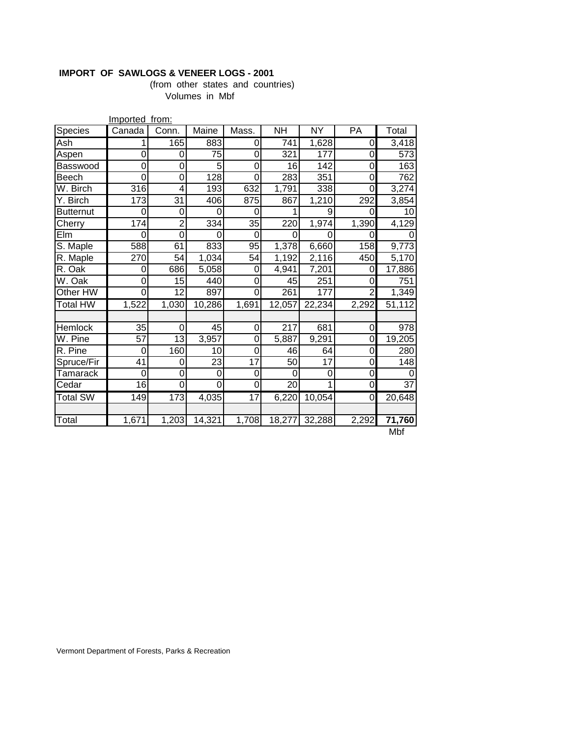**IMPORT OF SAWLOGS & VENEER LOGS - 2001**

(from other states and countries)

Volumes in Mbf

Imported from:

| Species | Canada | Conn. | Maine | Mass. | NH | NY | PA | Total |
|---|---|---|---|---|---|---|---|---|
| Ash | 1 | 165 | 883 | 0 | 741 | 1,628 | 0 | 3,418 |
| Aspen | 0 | 0 | 75 | 0 | 321 | 177 | 0 | 573 |
| Basswood | 0 | 0 | 5 | 0 | 16 | 142 | 0 | 163 |
| Beech | 0 | 0 | 128 | 0 | 283 | 351 | 0 | 762 |
| W. Birch | 316 | 4 | 193 | 632 | 1,791 | 338 | 0 | 3,274 |
| Y. Birch | 173 | 31 | 406 | 875 | 867 | 1,210 | 292 | 3,854 |
| Butternut | 0 | 0 | 0 | 0 | 1 | 9 | 0 | 10 |
| Cherry | 174 | 2 | 334 | 35 | 220 | 1,974 | 1,390 | 4,129 |
| Elm | 0 | 0 | 0 | 0 | 0 | 0 | 0 | 0 |
| S. Maple | 588 | 61 | 833 | 95 | 1,378 | 6,660 | 158 | 9,773 |
| R. Maple | 270 | 54 | 1,034 | 54 | 1,192 | 2,116 | 450 | 5,170 |
| R. Oak | 0 | 686 | 5,058 | 0 | 4,941 | 7,201 | 0 | 17,886 |
| W. Oak | 0 | 15 | 440 | 0 | 45 | 251 | 0 | 751 |
| Other HW | 0 | 12 | 897 | 0 | 261 | 177 | 2 | 1,349 |
| Total HW | 1,522 | 1,030 | 10,286 | 1,691 | 12,057 | 22,234 | 2,292 | 51,112 |
| | | | | | | | | |
| Hemlock | 35 | 0 | 45 | 0 | 217 | 681 | 0 | 978 |
| W. Pine | 57 | 13 | 3,957 | 0 | 5,887 | 9,291 | 0 | 19,205 |
| R. Pine | 0 | 160 | 10 | 0 | 46 | 64 | 0 | 280 |
| Spruce/Fir | 41 | 0 | 23 | 17 | 50 | 17 | 0 | 148 |
| Tamarack | 0 | 0 | 0 | 0 | 0 | 0 | 0 | 0 |
| Cedar | 16 | 0 | 0 | 0 | 20 | 1 | 0 | 37 |
| Total SW | 149 | 173 | 4,035 | 17 | 6,220 | 10,054 | 0 | 20,648 |
| | | | | | | | | |
| Total | 1,671 | 1,203 | 14,321 | 1,708 | 18,277 | 32,288 | 2,292 | **71,760** |

Mbf

Vermont Department of Forests, Parks & Recreation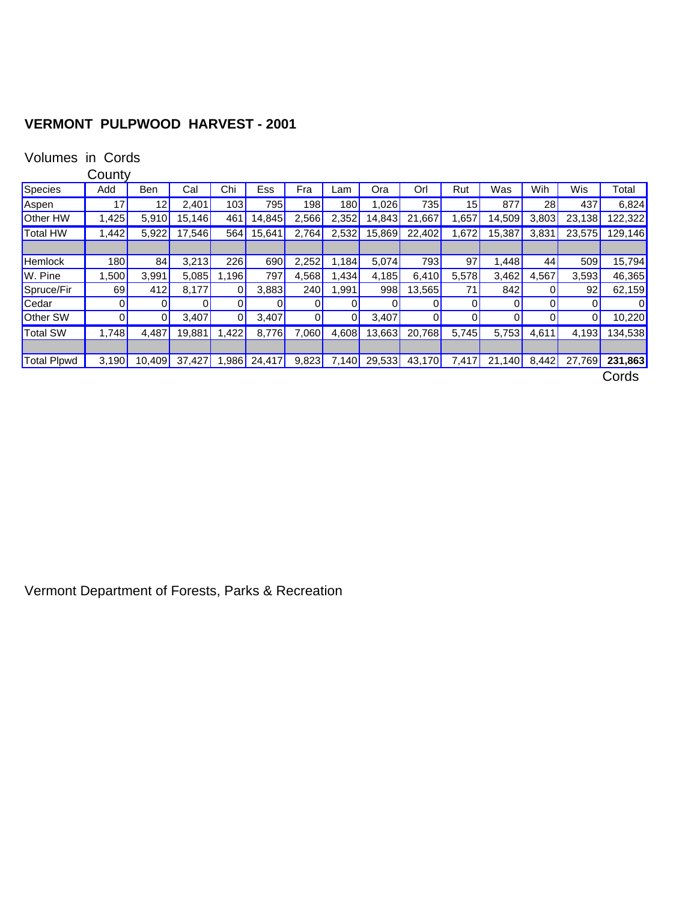## VERMONT PULPWOOD HARVEST - 2001

Volumes in Cords

| | County | | | | | | | | | | | | | |
|---|---|---|---|---|---|---|---|---|---|---|---|---|---|---|
| Species | Add | Ben | Cal | Chi | Ess | Fra | Lam | Ora | Orl | Rut | Was | Wih | Wis | Total |
| Aspen | 17 | 12 | 2,401 | 103 | 795 | 198 | 180 | 1,026 | 735 | 15 | 877 | 28 | 437 | 6,824 |
| Other HW | 1,425 | 5,910 | 15,146 | 461 | 14,845 | 2,566 | 2,352 | 14,843 | 21,667 | 1,657 | 14,509 | 3,803 | 23,138 | 122,322 |
| Total HW | 1,442 | 5,922 | 17,546 | 564 | 15,641 | 2,764 | 2,532 | 15,869 | 22,402 | 1,672 | 15,387 | 3,831 | 23,575 | 129,146 |
| | | | | | | | | | | | | | | |
| Hemlock | 180 | 84 | 3,213 | 226 | 690 | 2,252 | 1,184 | 5,074 | 793 | 97 | 1,448 | 44 | 509 | 15,794 |
| W. Pine | 1,500 | 3,991 | 5,085 | 1,196 | 797 | 4,568 | 1,434 | 4,185 | 6,410 | 5,578 | 3,462 | 4,567 | 3,593 | 46,365 |
| Spruce/Fir | 69 | 412 | 8,177 | 0 | 3,883 | 240 | 1,991 | 998 | 13,565 | 71 | 842 | 0 | 92 | 62,159 |
| Cedar | 0 | 0 | 0 | 0 | 0 | 0 | 0 | 0 | 0 | 0 | 0 | 0 | 0 | 0 |
| Other SW | 0 | 0 | 3,407 | 0 | 3,407 | 0 | 0 | 3,407 | 0 | 0 | 0 | 0 | 0 | 10,220 |
| Total SW | 1,748 | 4,487 | 19,881 | 1,422 | 8,776 | 7,060 | 4,608 | 13,663 | 20,768 | 5,745 | 5,753 | 4,611 | 4,193 | 134,538 |
| | | | | | | | | | | | | | | |
| Total Plpwd | 3,190 | 10,409 | 37,427 | 1,986 | 24,417 | 9,823 | 7,140 | 29,533 | 43,170 | 7,417 | 21,140 | 8,442 | 27,769 | **231,863** |

Cords

Vermont Department of Forests, Parks & Recreation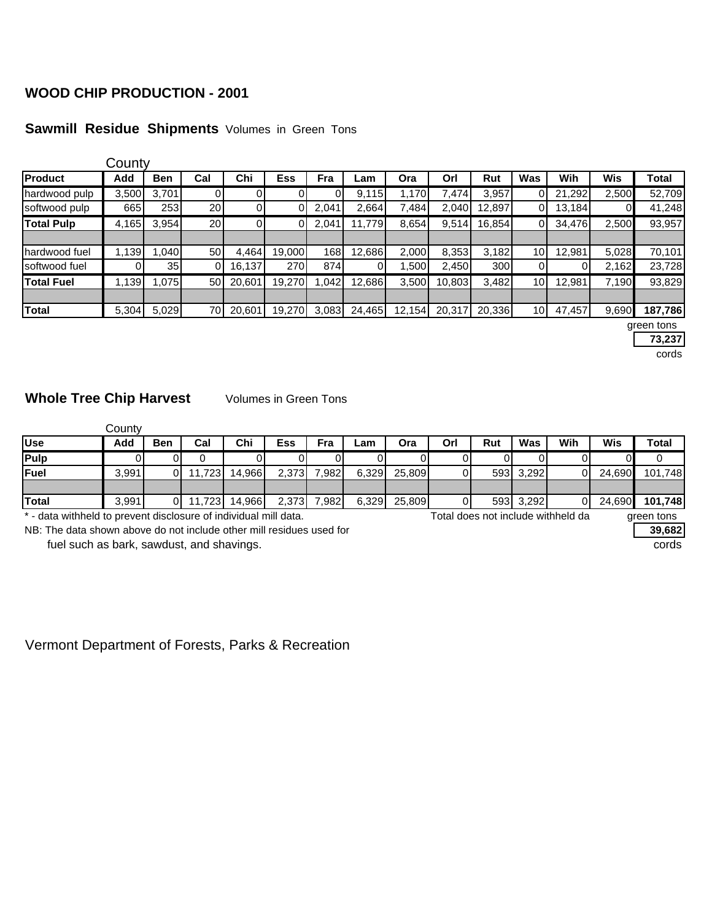## WOOD CHIP PRODUCTION - 2001

### Sawmill Residue Shipments Volumes in Green Tons

| | County | | | | | | | | | | | | | |
|---|---|---|---|---|---|---|---|---|---|---|---|---|---|---|
| **Product** | **Add** | **Ben** | **Cal** | **Chi** | **Ess** | **Fra** | **Lam** | **Ora** | **Orl** | **Rut** | **Was** | **Wih** | **Wis** | **Total** |
| hardwood pulp | 3,500 | 3,701 | 0 | 0 | 0 | 0 | 9,115 | 1,170 | 7,474 | 3,957 | 0 | 21,292 | 2,500 | 52,709 |
| softwood pulp | 665 | 253 | 20 | 0 | 0 | 2,041 | 2,664 | 7,484 | 2,040 | 12,897 | 0 | 13,184 | 0 | 41,248 |
| **Total Pulp** | 4,165 | 3,954 | 20 | 0 | 0 | 2,041 | 11,779 | 8,654 | 9,514 | 16,854 | 0 | 34,476 | 2,500 | 93,957 |
| | | | | | | | | | | | | | | |
| hardwood fuel | 1,139 | 1,040 | 50 | 4,464 | 19,000 | 168 | 12,686 | 2,000 | 8,353 | 3,182 | 10 | 12,981 | 5,028 | 70,101 |
| softwood fuel | 0 | 35 | 0 | 16,137 | 270 | 874 | 0 | 1,500 | 2,450 | 300 | 0 | 0 | 2,162 | 23,728 |
| **Total Fuel** | 1,139 | 1,075 | 50 | 20,601 | 19,270 | 1,042 | 12,686 | 3,500 | 10,803 | 3,482 | 10 | 12,981 | 7,190 | 93,829 |
| | | | | | | | | | | | | | | |
| **Total** | 5,304 | 5,029 | 70 | 20,601 | 19,270 | 3,083 | 24,465 | 12,154 | 20,317 | 20,336 | 10 | 47,457 | 9,690 | **187,786** |
| | | | | | | | | | | | | | | green tons |
| | | | | | | | | | | | | | | **73,237** |
| | | | | | | | | | | | | | | cords |

### Whole Tree Chip Harvest Volumes in Green Tons

| | County | | | | | | | | | | | | | |
|---|---|---|---|---|---|---|---|---|---|---|---|---|---|---|
| **Use** | **Add** | **Ben** | **Cal** | **Chi** | **Ess** | **Fra** | **Lam** | **Ora** | **Orl** | **Rut** | **Was** | **Wih** | **Wis** | **Total** |
| **Pulp** | 0 | 0 | 0 | 0 | 0 | 0 | 0 | 0 | 0 | 0 | 0 | 0 | 0 | 0 |
| **Fuel** | 3,991 | 0 | 11,723 | 14,966 | 2,373 | 7,982 | 6,329 | 25,809 | 0 | 593 | 3,292 | 0 | 24,690 | 101,748 |
| | | | | | | | | | | | | | | |
| **Total** | 3,991 | 0 | 11,723 | 14,966 | 2,373 | 7,982 | 6,329 | 25,809 | 0 | 593 | 3,292 | 0 | 24,690 | **101,748** |
| | | | | | | | | | | | | | | green tons |
| | | | | | | | | | | | | | | **39,682** |
| | | | | | | | | | | | | | | cords |

* - data withheld to prevent disclosure of individual mill data.

Total does not include withheld da

NB: The data shown above do not include other mill residues used for fuel such as bark, sawdust, and shavings.

Vermont Department of Forests, Parks & Recreation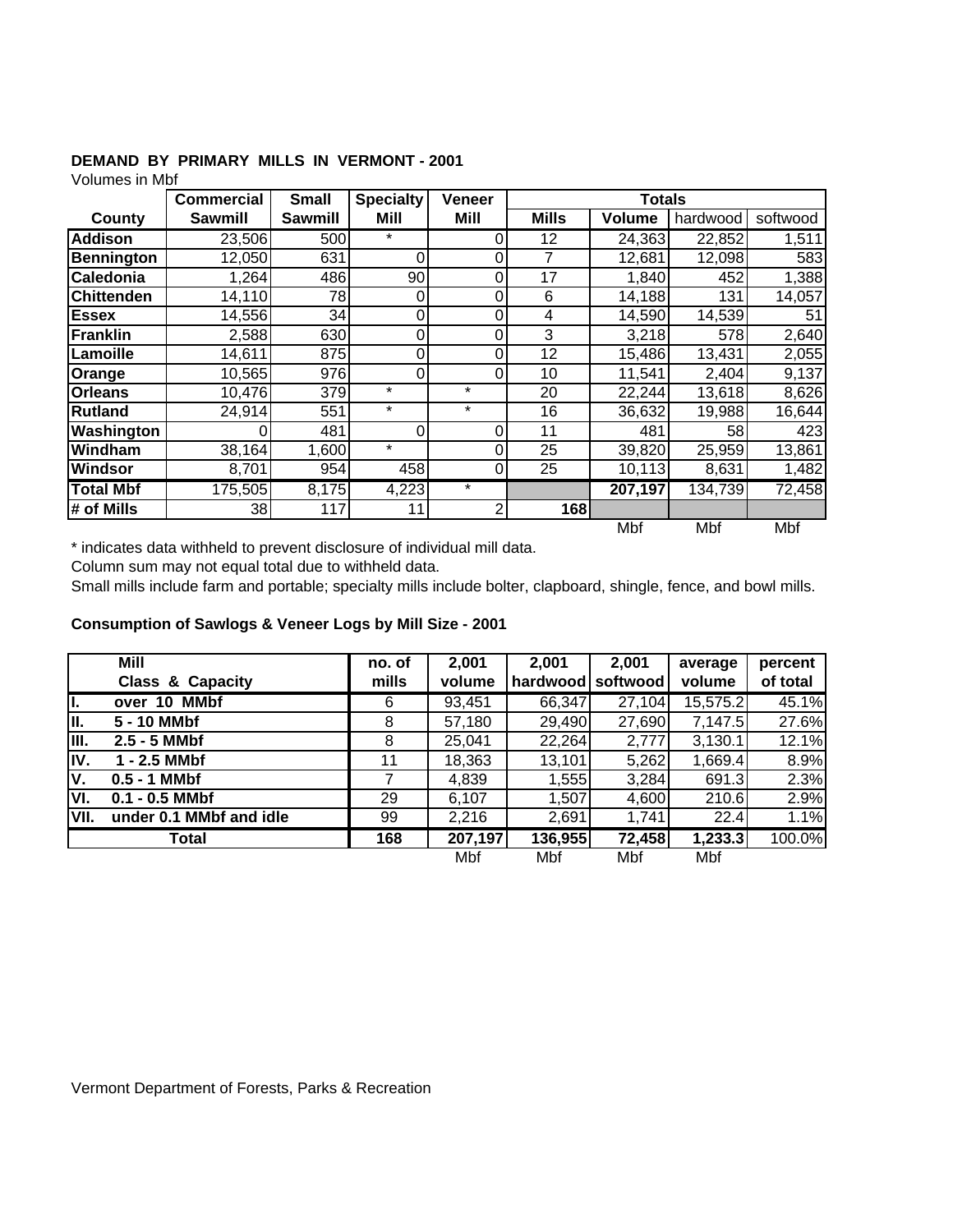**DEMAND BY PRIMARY MILLS IN VERMONT - 2001**

Volumes in Mbf

| County | Commercial Sawmill | Small Sawmill | Specialty Mill | Veneer Mill | Totals | | | |
|---|---|---|---|---|---|---|---|---|
| | | | | | Mills | Volume | hardwood | softwood |
| **Addison** | 23,506 | 500 | * | 0 | 12 | 24,363 | 22,852 | 1,511 |
| **Bennington** | 12,050 | 631 | 0 | 0 | 7 | 12,681 | 12,098 | 583 |
| **Caledonia** | 1,264 | 486 | 90 | 0 | 17 | 1,840 | 452 | 1,388 |
| **Chittenden** | 14,110 | 78 | 0 | 0 | 6 | 14,188 | 131 | 14,057 |
| **Essex** | 14,556 | 34 | 0 | 0 | 4 | 14,590 | 14,539 | 51 |
| **Franklin** | 2,588 | 630 | 0 | 0 | 3 | 3,218 | 578 | 2,640 |
| **Lamoille** | 14,611 | 875 | 0 | 0 | 12 | 15,486 | 13,431 | 2,055 |
| **Orange** | 10,565 | 976 | 0 | 0 | 10 | 11,541 | 2,404 | 9,137 |
| **Orleans** | 10,476 | 379 | * | * | 20 | 22,244 | 13,618 | 8,626 |
| **Rutland** | 24,914 | 551 | * | * | 16 | 36,632 | 19,988 | 16,644 |
| **Washington** | 0 | 481 | 0 | 0 | 11 | 481 | 58 | 423 |
| **Windham** | 38,164 | 1,600 | * | 0 | 25 | 39,820 | 25,959 | 13,861 |
| **Windsor** | 8,701 | 954 | 458 | 0 | 25 | 10,113 | 8,631 | 1,482 |
| **Total Mbf** | 175,505 | 8,175 | 4,223 | * | | **207,197** | 134,739 | 72,458 |
| **# of Mills** | 38 | 117 | 11 | 2 | **168** | | | |
| | | | | | | Mbf | Mbf | Mbf |

\* indicates data withheld to prevent disclosure of individual mill data.

Column sum may not equal total due to withheld data.

Small mills include farm and portable; specialty mills include bolter, clapboard, shingle, fence, and bowl mills.

**Consumption of Sawlogs & Veneer Logs by Mill Size - 2001**

| | Mill Class & Capacity | no. of mills | 2,001 volume | 2,001 hardwood | 2,001 softwood | average volume | percent of total |
|---|---|---|---|---|---|---|---|
| **I.** | **over 10 MMbf** | 6 | 93,451 | 66,347 | 27,104 | 15,575.2 | 45.1% |
| **II.** | **5 - 10 MMbf** | 8 | 57,180 | 29,490 | 27,690 | 7,147.5 | 27.6% |
| **III.** | **2.5 - 5 MMbf** | 8 | 25,041 | 22,264 | 2,777 | 3,130.1 | 12.1% |
| **IV.** | **1 - 2.5 MMbf** | 11 | 18,363 | 13,101 | 5,262 | 1,669.4 | 8.9% |
| **V.** | **0.5 - 1 MMbf** | 7 | 4,839 | 1,555 | 3,284 | 691.3 | 2.3% |
| **VI.** | **0.1 - 0.5 MMbf** | 29 | 6,107 | 1,507 | 4,600 | 210.6 | 2.9% |
| **VII.** | **under 0.1 MMbf and idle** | 99 | 2,216 | 2,691 | 1,741 | 22.4 | 1.1% |
| | **Total** | **168** | **207,197** | **136,955** | **72,458** | **1,233.3** | 100.0% |
| | | | Mbf | Mbf | Mbf | Mbf | |

Vermont Department of Forests, Parks & Recreation